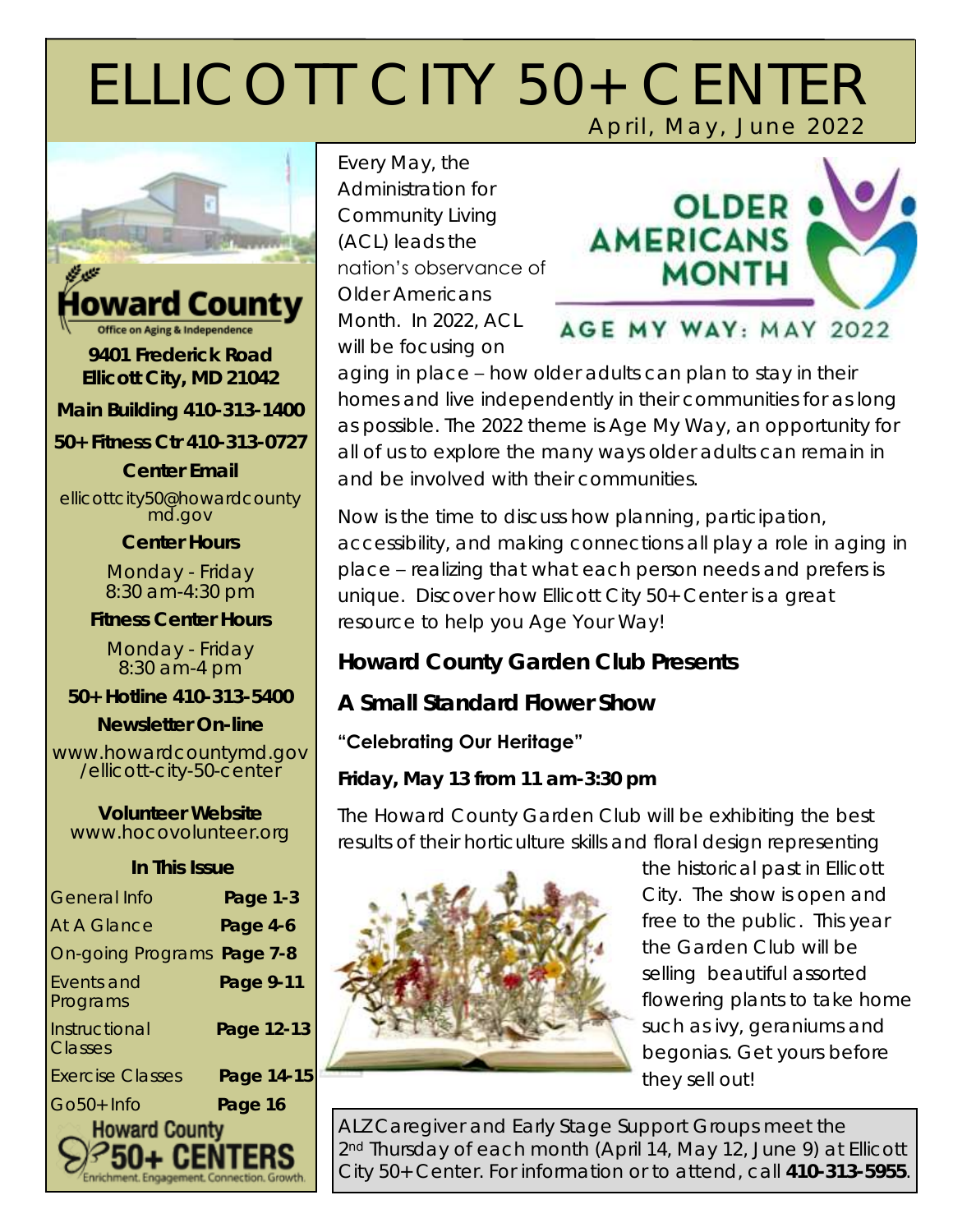# ELLICOTT CITY 50+ CENTER

April, May, June 2022

**Howard County**
Office on Aging & Independence

**9401 Frederick Road**
**Ellicott City, MD 21042**

**Main Building 410-313-1400**

**50+ Fitness Ctr 410-313-0727**

**Center Email**
ellicottcity50@howardcountymd.gov

**Center Hours**
Monday - Friday
8:30 am-4:30 pm

**Fitness Center Hours**
Monday - Friday
8:30 am-4 pm

**50+ Hotline 410-313-5400**

**Newsletter On-line**
www.howardcountymd.gov/ellicott-city-50-center

**Volunteer Website**
www.hocovolunteer.org

**In This Issue**

| | |
|---|---|
| General Info | **Page 1-3** |
| At A Glance | **Page 4-6** |
| On-going Programs | **Page 7-8** |
| Events and Programs | **Page 9-11** |
| Instructional Classes | **Page 12-13** |
| Exercise Classes | **Page 14-15** |
| Go50+ Info | **Page 16** |

Howard County 50+ CENTERS
Enrichment. Engagement. Connection. Growth.

**OLDER AMERICANS MONTH**
**AGE MY WAY: MAY 2022**

Every May, the Administration for Community Living (ACL) leads the nation's observance of Older Americans Month. In 2022, ACL will be focusing on aging in place – how older adults can plan to stay in their homes and live independently in their communities for as long as possible. The 2022 theme is Age My Way, an opportunity for all of us to explore the many ways older adults can remain in and be involved with their communities.

Now is the time to discuss how planning, participation, accessibility, and making connections all play a role in aging in place – realizing that what each person needs and prefers is unique. Discover how Ellicott City 50+ Center is a great resource to help you Age Your Way!

## Howard County Garden Club Presents

## A Small Standard Flower Show

**"Celebrating Our Heritage"**

**Friday, May 13 from 11 am-3:30 pm**

The Howard County Garden Club will be exhibiting the best results of their horticulture skills and floral design representing the historical past in Ellicott City. The show is open and free to the public. This year the Garden Club will be selling beautiful assorted flowering plants to take home such as ivy, geraniums and begonias. Get yours before they sell out!

ALZ Caregiver and Early Stage Support Groups meet the 2nd Thursday of each month (April 14, May 12, June 9) at Ellicott City 50+ Center. For information or to attend, call **410-313-5955**.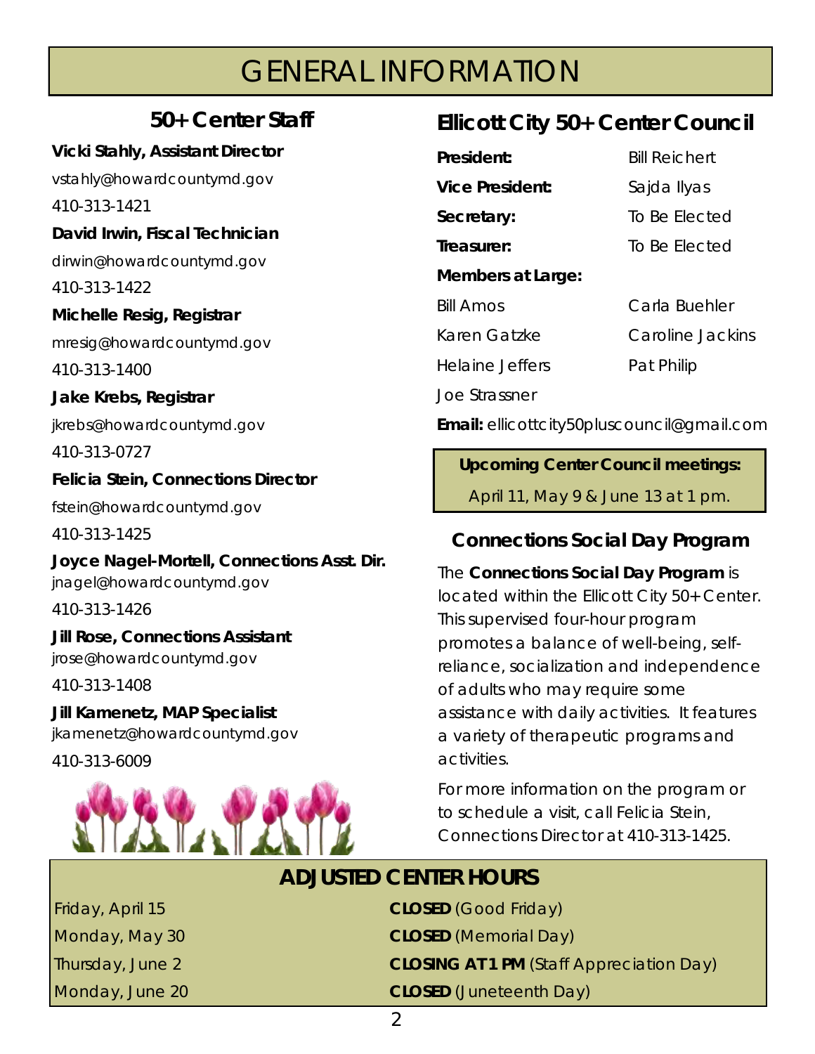# GENERAL INFORMATION

## 50+ Center Staff

**Vicki Stahly, Assistant Director**
vstahly@howardcountymd.gov
410-313-1421

**David Irwin, Fiscal Technician**
dirwin@howardcountymd.gov
410-313-1422

**Michelle Resig, Registrar**
mresig@howardcountymd.gov
410-313-1400

**Jake Krebs, Registrar**
jkrebs@howardcountymd.gov
410-313-0727

**Felicia Stein, Connections Director**
fstein@howardcountymd.gov
410-313-1425

**Joyce Nagel-Mortell, Connections Asst. Dir.**
jnagel@howardcountymd.gov
410-313-1426

**Jill Rose, Connections Assistant**
jrose@howardcountymd.gov
410-313-1408

**Jill Kamenetz, MAP Specialist**
jkamenetz@howardcountymd.gov
410-313-6009

## Ellicott City 50+ Center Council

**President:** Bill Reichert
**Vice President:** Sajda Ilyas
**Secretary:** To Be Elected
**Treasurer:** To Be Elected

**Members at Large:**

Bill Amos
Carla Buehler
Karen Gatzke
Caroline Jackins
Helaine Jeffers
Pat Philip
Joe Strassner

**Email:** ellicottcity50pluscouncil@gmail.com

**Upcoming Center Council meetings:**
April 11, May 9 & June 13 at 1 pm.

## Connections Social Day Program

The **Connections Social Day Program** is located within the Ellicott City 50+ Center. This supervised four-hour program promotes a balance of well-being, self-reliance, socialization and independence of adults who may require some assistance with daily activities. It features a variety of therapeutic programs and activities.

For more information on the program or to schedule a visit, call Felicia Stein, Connections Director at 410-313-1425.

## ADJUSTED CENTER HOURS

| | |
|---|---|
| Friday, April 15 | **CLOSED** (Good Friday) |
| Monday, May 30 | **CLOSED** (Memorial Day) |
| Thursday, June 2 | **CLOSING AT 1 PM** (Staff Appreciation Day) |
| Monday, June 20 | **CLOSED** (Juneteenth Day) |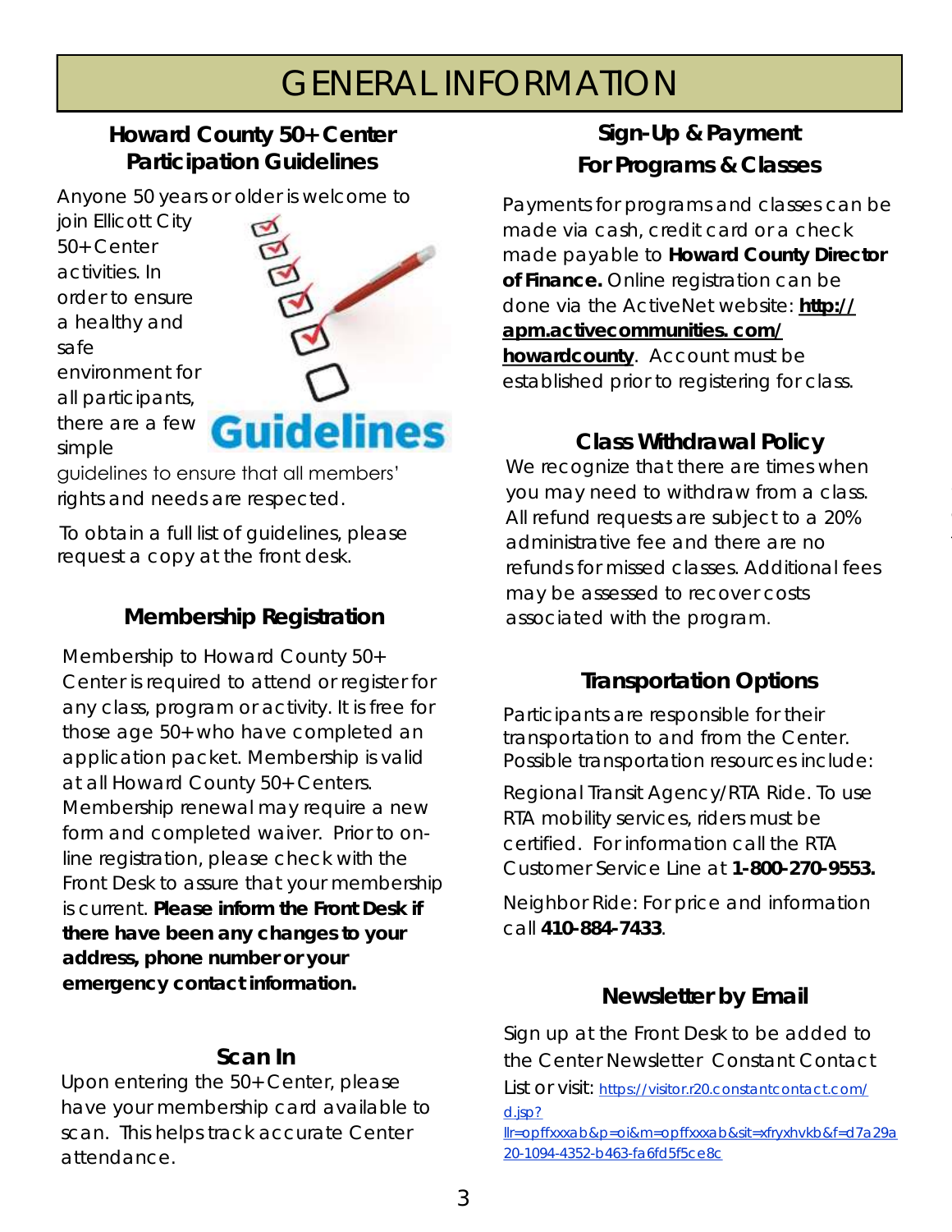# GENERAL INFORMATION

## Howard County 50+ Center Participation Guidelines

Anyone 50 years or older is welcome to join Ellicott City 50+ Center activities. In order to ensure a healthy and safe environment for all participants, there are a few simple guidelines to ensure that all members' rights and needs are respected.

To obtain a full list of guidelines, please request a copy at the front desk.

## Membership Registration

Membership to Howard County 50+ Center is required to attend or register for any class, program or activity. It is free for those age 50+ who have completed an application packet. Membership is valid at all Howard County 50+ Centers. Membership renewal may require a new form and completed waiver. Prior to on-line registration, please check with the Front Desk to assure that your membership is current. **Please inform the Front Desk if there have been any changes to your address, phone number or your emergency contact information.**

## Scan In

Upon entering the 50+ Center, please have your membership card available to scan. This helps track accurate Center attendance.

## Sign-Up & Payment For Programs & Classes

Payments for programs and classes can be made via cash, credit card or a check made payable to **Howard County Director of Finance.** Online registration can be done via the ActiveNet website: **http://apm.activecommunities.com/howardcounty**. Account must be established prior to registering for class.

## Class Withdrawal Policy

We recognize that there are times when you may need to withdraw from a class. All refund requests are subject to a 20% administrative fee and there are no refunds for missed classes. Additional fees may be assessed to recover costs associated with the program.

## Transportation Options

Participants are responsible for their transportation to and from the Center. Possible transportation resources include:

Regional Transit Agency/RTA Ride. To use RTA mobility services, riders must be certified. For information call the RTA Customer Service Line at **1-800-270-9553.**

Neighbor Ride: For price and information call **410-884-7433**.

## Newsletter by Email

Sign up at the Front Desk to be added to the Center Newsletter Constant Contact List or visit: https://visitor.r20.constantcontact.com/d.jsp?llr=opffxxxab&p=oi&m=opffxxxab&sit=xfryxhvkb&f=d7a29a20-1094-4352-b463-fa6fd5f5ce8c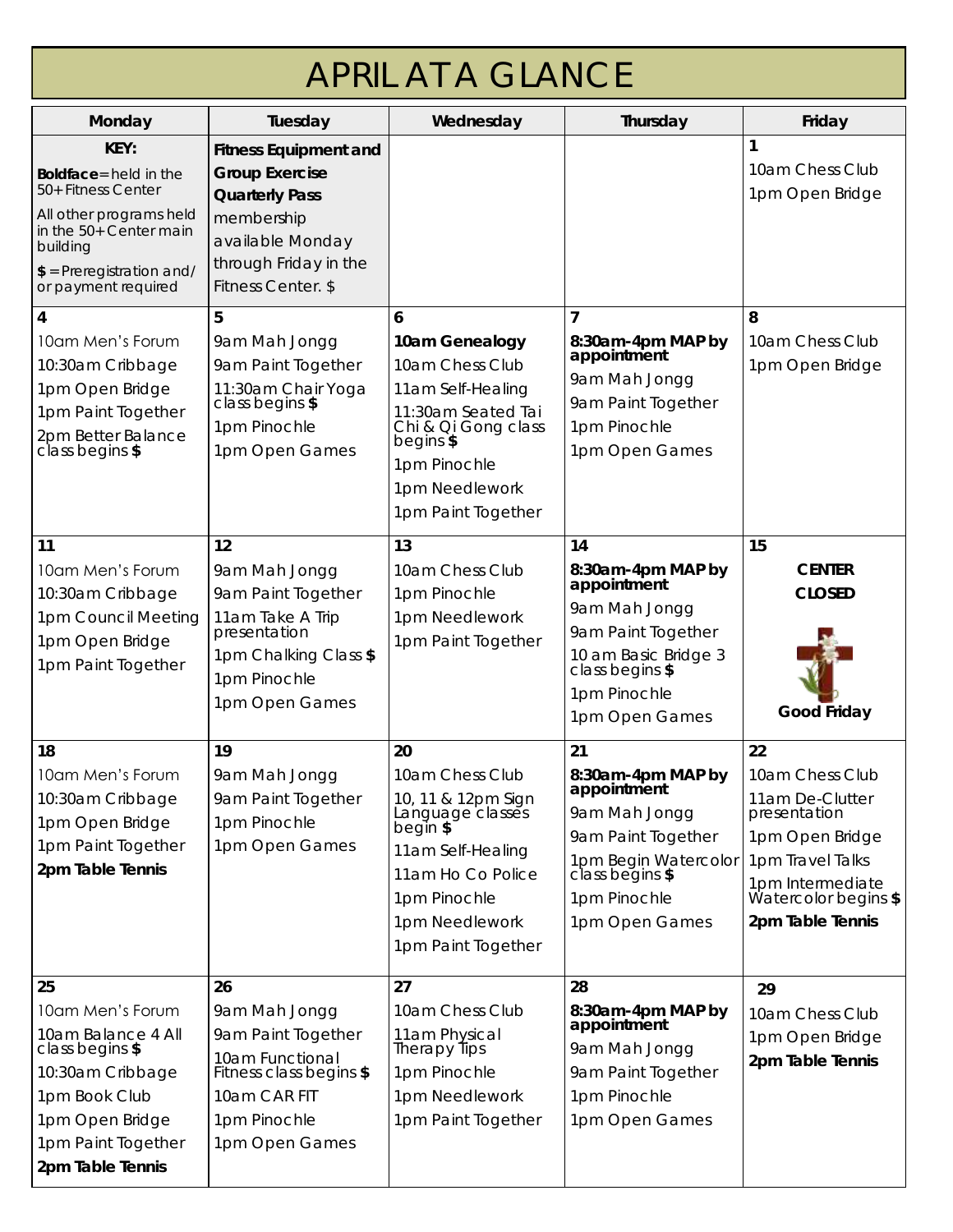# APRIL AT A GLANCE

| Monday | Tuesday | Wednesday | Thursday | Friday |
|---|---|---|---|---|
| **KEY:**<br>**Boldface** = held in the 50+ Fitness Center<br>All other programs held in the 50+ Center main building<br>**$** = Preregistration and/or payment required | **Fitness Equipment and Group Exercise Quarterly Pass** membership available Monday through Friday in the Fitness Center. $ | | | **1**<br>10am Chess Club<br>1pm Open Bridge |
| **4**<br>10am Men's Forum<br>10:30am Cribbage<br>1pm Open Bridge<br>1pm Paint Together<br>2pm Better Balance class begins **$** | **5**<br>9am Mah Jongg<br>9am Paint Together<br>11:30am Chair Yoga class begins **$**<br>1pm Pinochle<br>1pm Open Games | **6**<br>**10am Genealogy**<br>10am Chess Club<br>11am Self-Healing<br>11:30am Seated Tai Chi & Qi Gong class begins **$**<br>1pm Pinochle<br>1pm Needlework<br>1pm Paint Together | **7**<br>**8:30am-4pm MAP by appointment**<br>9am Mah Jongg<br>9am Paint Together<br>1pm Pinochle<br>1pm Open Games | **8**<br>10am Chess Club<br>1pm Open Bridge |
| **11**<br>10am Men's Forum<br>10:30am Cribbage<br>1pm Council Meeting<br>1pm Open Bridge<br>1pm Paint Together | **12**<br>9am Mah Jongg<br>9am Paint Together<br>11am Take A Trip presentation<br>1pm Chalking Class **$**<br>1pm Pinochle<br>1pm Open Games | **13**<br>10am Chess Club<br>1pm Pinochle<br>1pm Needlework<br>1pm Paint Together | **14**<br>**8:30am-4pm MAP by appointment**<br>9am Mah Jongg<br>9am Paint Together<br>10 am Basic Bridge 3 class begins **$**<br>1pm Pinochle<br>1pm Open Games | **15**<br>**CENTER CLOSED**<br>**Good Friday** |
| **18**<br>10am Men's Forum<br>10:30am Cribbage<br>1pm Open Bridge<br>1pm Paint Together<br>**2pm Table Tennis** | **19**<br>9am Mah Jongg<br>9am Paint Together<br>1pm Pinochle<br>1pm Open Games | **20**<br>10am Chess Club<br>10, 11 & 12pm Sign Language classes begin **$**<br>11am Self-Healing<br>11am Ho Co Police<br>1pm Pinochle<br>1pm Needlework<br>1pm Paint Together | **21**<br>**8:30am-4pm MAP by appointment**<br>9am Mah Jongg<br>9am Paint Together<br>1pm Begin Watercolor class begins **$**<br>1pm Pinochle<br>1pm Open Games | **22**<br>10am Chess Club<br>11am De-Clutter presentation<br>1pm Open Bridge<br>1pm Travel Talks<br>1pm Intermediate Watercolor begins **$**<br>**2pm Table Tennis** |
| **25**<br>10am Men's Forum<br>10am Balance 4 All class begins **$**<br>10:30am Cribbage<br>1pm Book Club<br>1pm Open Bridge<br>1pm Paint Together<br>**2pm Table Tennis** | **26**<br>9am Mah Jongg<br>9am Paint Together<br>10am Functional Fitness class begins **$**<br>10am CAR FIT<br>1pm Pinochle<br>1pm Open Games | **27**<br>10am Chess Club<br>11am Physical Therapy Tips<br>1pm Pinochle<br>1pm Needlework<br>1pm Paint Together | **28**<br>**8:30am-4pm MAP by appointment**<br>9am Mah Jongg<br>9am Paint Together<br>1pm Pinochle<br>1pm Open Games | **29**<br>10am Chess Club<br>1pm Open Bridge<br>**2pm Table Tennis** |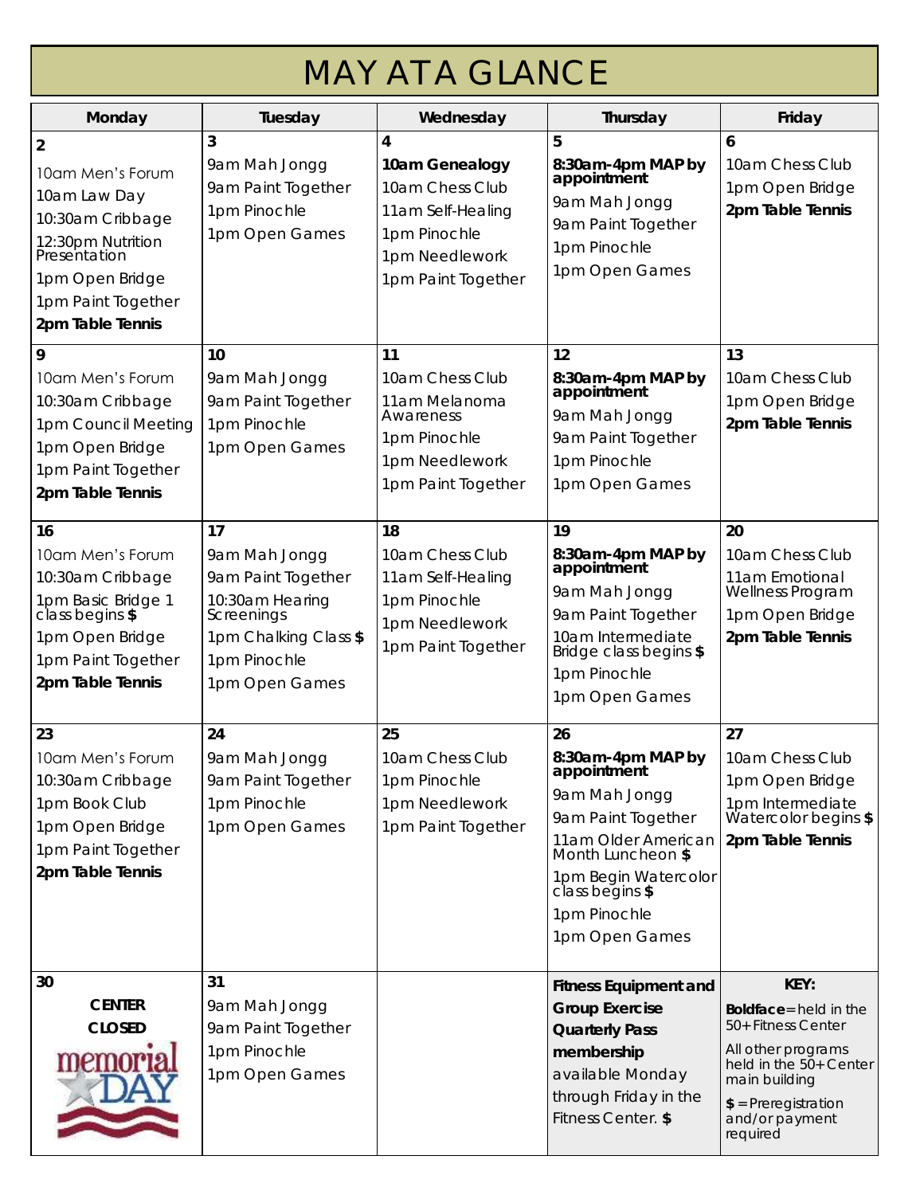# MAY AT A GLANCE

| Monday | Tuesday | Wednesday | Thursday | Friday |
|---|---|---|---|---|
| **2**<br>10am Men's Forum<br>10am Law Day<br>10:30am Cribbage<br>12:30pm Nutrition Presentation<br>1pm Open Bridge<br>1pm Paint Together<br>**2pm Table Tennis** | **3**<br>9am Mah Jongg<br>9am Paint Together<br>1pm Pinochle<br>1pm Open Games | **4**<br>**10am Genealogy**<br>10am Chess Club<br>11am Self-Healing<br>1pm Pinochle<br>1pm Needlework<br>1pm Paint Together | **5**<br>**8:30am-4pm MAP by appointment**<br>9am Mah Jongg<br>9am Paint Together<br>1pm Pinochle<br>1pm Open Games | **6**<br>10am Chess Club<br>1pm Open Bridge<br>**2pm Table Tennis** |
| **9**<br>10am Men's Forum<br>10:30am Cribbage<br>1pm Council Meeting<br>1pm Open Bridge<br>1pm Paint Together<br>**2pm Table Tennis** | **10**<br>9am Mah Jongg<br>9am Paint Together<br>1pm Pinochle<br>1pm Open Games | **11**<br>10am Chess Club<br>11am Melanoma Awareness<br>1pm Pinochle<br>1pm Needlework<br>1pm Paint Together | **12**<br>**8:30am-4pm MAP by appointment**<br>9am Mah Jongg<br>9am Paint Together<br>1pm Pinochle<br>1pm Open Games | **13**<br>10am Chess Club<br>1pm Open Bridge<br>**2pm Table Tennis** |
| **16**<br>10am Men's Forum<br>10:30am Cribbage<br>1pm Basic Bridge 1 class begins **$**<br>1pm Open Bridge<br>1pm Paint Together<br>**2pm Table Tennis** | **17**<br>9am Mah Jongg<br>9am Paint Together<br>10:30am Hearing Screenings<br>1pm Chalking Class **$**<br>1pm Pinochle<br>1pm Open Games | **18**<br>10am Chess Club<br>11am Self-Healing<br>1pm Pinochle<br>1pm Needlework<br>1pm Paint Together | **19**<br>**8:30am-4pm MAP by appointment**<br>9am Mah Jongg<br>9am Paint Together<br>10am Intermediate Bridge class begins **$**<br>1pm Pinochle<br>1pm Open Games | **20**<br>10am Chess Club<br>11am Emotional Wellness Program<br>1pm Open Bridge<br>**2pm Table Tennis** |
| **23**<br>10am Men's Forum<br>10:30am Cribbage<br>1pm Book Club<br>1pm Open Bridge<br>1pm Paint Together<br>**2pm Table Tennis** | **24**<br>9am Mah Jongg<br>9am Paint Together<br>1pm Pinochle<br>1pm Open Games | **25**<br>10am Chess Club<br>1pm Pinochle<br>1pm Needlework<br>1pm Paint Together | **26**<br>**8:30am-4pm MAP by appointment**<br>9am Mah Jongg<br>9am Paint Together<br>11am Older American Month Luncheon **$**<br>1pm Begin Watercolor class begins **$**<br>1pm Pinochle<br>1pm Open Games | **27**<br>10am Chess Club<br>1pm Open Bridge<br>1pm Intermediate Watercolor begins **$**<br>**2pm Table Tennis** |
| **30**<br>**CENTER CLOSED**<br>memorial DAY | **31**<br>9am Mah Jongg<br>9am Paint Together<br>1pm Pinochle<br>1pm Open Games | | **Fitness Equipment and Group Exercise Quarterly Pass membership** available Monday through Friday in the Fitness Center. **$** | **KEY:**<br>**Boldface**=held in the 50+ Fitness Center<br>All other programs held in the 50+ Center main building<br>**$** = Preregistration and/or payment required |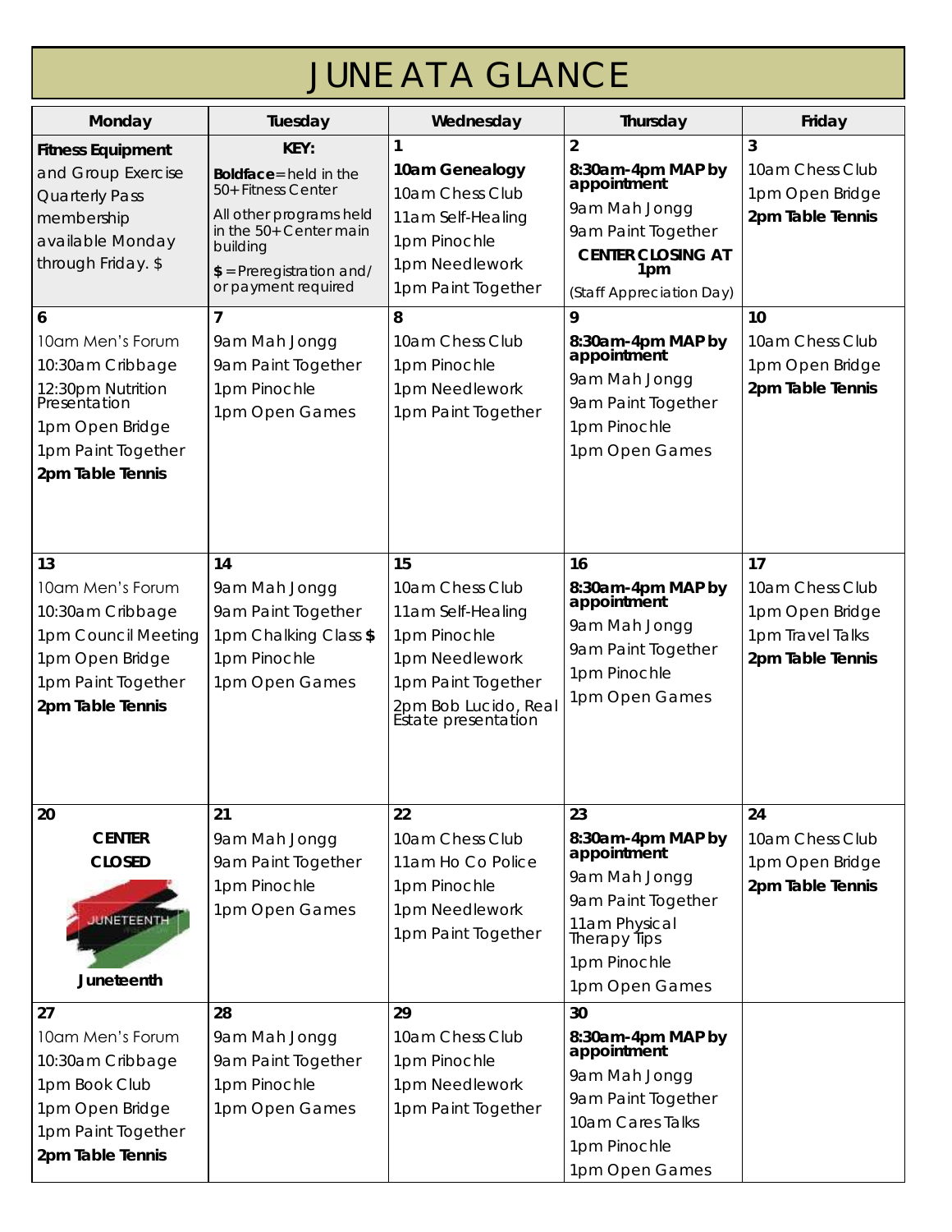# JUNE AT A GLANCE

| Monday | Tuesday | Wednesday | Thursday | Friday |
|---|---|---|---|---|
| **Fitness Equipment** and Group Exercise Quarterly Pass membership available Monday through Friday. $ | KEY:<br>**Boldface** = held in the 50+ Fitness Center<br>All other programs held in the 50+ Center main building<br>$ = Preregistration and/or payment required | 1<br>**10am Genealogy**<br>10am Chess Club<br>11am Self-Healing<br>1pm Pinochle<br>1pm Needlework<br>1pm Paint Together | 2<br>**8:30am-4pm MAP by appointment**<br>9am Mah Jongg<br>9am Paint Together<br>**CENTER CLOSING AT 1pm**<br>(Staff Appreciation Day) | 3<br>10am Chess Club<br>1pm Open Bridge<br>**2pm Table Tennis** |
| 6<br>10am Men's Forum<br>10:30am Cribbage<br>12:30pm Nutrition Presentation<br>1pm Open Bridge<br>1pm Paint Together<br>**2pm Table Tennis** | 7<br>9am Mah Jongg<br>9am Paint Together<br>1pm Pinochle<br>1pm Open Games | 8<br>10am Chess Club<br>1pm Pinochle<br>1pm Needlework<br>1pm Paint Together | 9<br>**8:30am-4pm MAP by appointment**<br>9am Mah Jongg<br>9am Paint Together<br>1pm Pinochle<br>1pm Open Games | 10<br>10am Chess Club<br>1pm Open Bridge<br>**2pm Table Tennis** |
| 13<br>10am Men's Forum<br>10:30am Cribbage<br>1pm Council Meeting<br>1pm Open Bridge<br>1pm Paint Together<br>**2pm Table Tennis** | 14<br>9am Mah Jongg<br>9am Paint Together<br>1pm Chalking Class $<br>1pm Pinochle<br>1pm Open Games | 15<br>10am Chess Club<br>11am Self-Healing<br>1pm Pinochle<br>1pm Needlework<br>1pm Paint Together<br>2pm Bob Lucido, Real Estate presentation | 16<br>**8:30am-4pm MAP by appointment**<br>9am Mah Jongg<br>9am Paint Together<br>1pm Pinochle<br>1pm Open Games | 17<br>10am Chess Club<br>1pm Open Bridge<br>1pm Travel Talks<br>**2pm Table Tennis** |
| 20<br>**CENTER CLOSED**<br>**Juneteenth** | 21<br>9am Mah Jongg<br>9am Paint Together<br>1pm Pinochle<br>1pm Open Games | 22<br>10am Chess Club<br>11am Ho Co Police<br>1pm Pinochle<br>1pm Needlework<br>1pm Paint Together | 23<br>**8:30am-4pm MAP by appointment**<br>9am Mah Jongg<br>9am Paint Together<br>11am Physical Therapy Tips<br>1pm Pinochle<br>1pm Open Games | 24<br>10am Chess Club<br>1pm Open Bridge<br>**2pm Table Tennis** |
| 27<br>10am Men's Forum<br>10:30am Cribbage<br>1pm Book Club<br>1pm Open Bridge<br>1pm Paint Together<br>**2pm Table Tennis** | 28<br>9am Mah Jongg<br>9am Paint Together<br>1pm Pinochle<br>1pm Open Games | 29<br>10am Chess Club<br>1pm Pinochle<br>1pm Needlework<br>1pm Paint Together | 30<br>**8:30am-4pm MAP by appointment**<br>9am Mah Jongg<br>9am Paint Together<br>10am Cares Talks<br>1pm Pinochle<br>1pm Open Games | |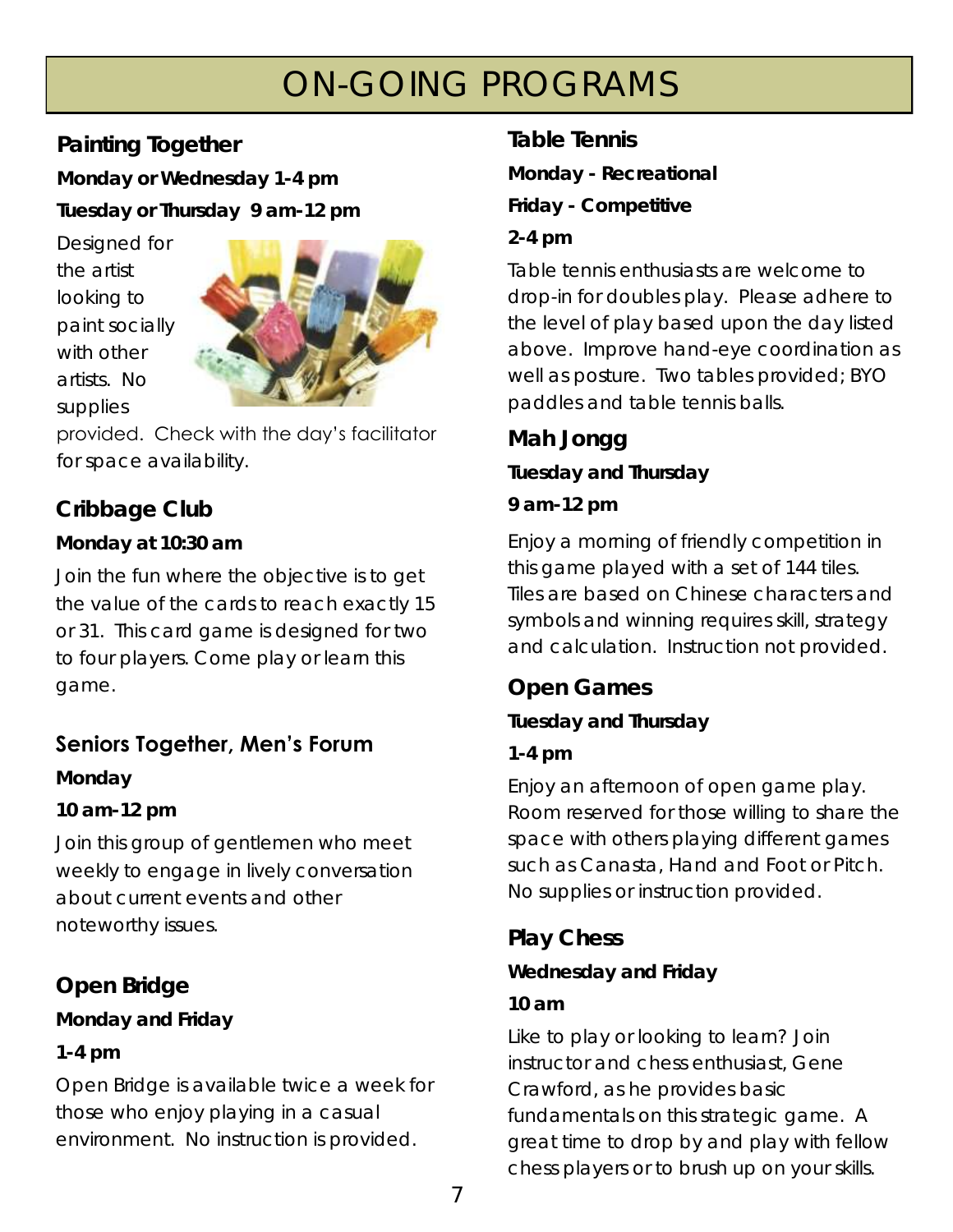# ON-GOING PROGRAMS

## Painting Together

**Monday or Wednesday 1-4 pm**

**Tuesday or Thursday 9 am-12 pm**

Designed for the artist looking to paint socially with other artists. No supplies provided. Check with the day's facilitator for space availability.

## Cribbage Club

**Monday at 10:30 am**

Join the fun where the objective is to get the value of the cards to reach exactly 15 or 31. This card game is designed for two to four players. Come play or learn this game.

## Seniors Together, Men's Forum

**Monday**

**10 am-12 pm**

Join this group of gentlemen who meet weekly to engage in lively conversation about current events and other noteworthy issues.

## Open Bridge

**Monday and Friday**

**1-4 pm**

Open Bridge is available twice a week for those who enjoy playing in a casual environment. No instruction is provided.

## Table Tennis

**Monday - Recreational**

**Friday - Competitive**

**2-4 pm**

Table tennis enthusiasts are welcome to drop-in for doubles play. Please adhere to the level of play based upon the day listed above. Improve hand-eye coordination as well as posture. Two tables provided; BYO paddles and table tennis balls.

## Mah Jongg

**Tuesday and Thursday**

**9 am-12 pm**

Enjoy a morning of friendly competition in this game played with a set of 144 tiles. Tiles are based on Chinese characters and symbols and winning requires skill, strategy and calculation. Instruction not provided.

## Open Games

**Tuesday and Thursday**

**1-4 pm**

Enjoy an afternoon of open game play. Room reserved for those willing to share the space with others playing different games such as Canasta, Hand and Foot or Pitch. No supplies or instruction provided.

## Play Chess

**Wednesday and Friday**

**10 am**

Like to play or looking to learn? Join instructor and chess enthusiast, Gene Crawford, as he provides basic fundamentals on this strategic game. A great time to drop by and play with fellow chess players or to brush up on your skills.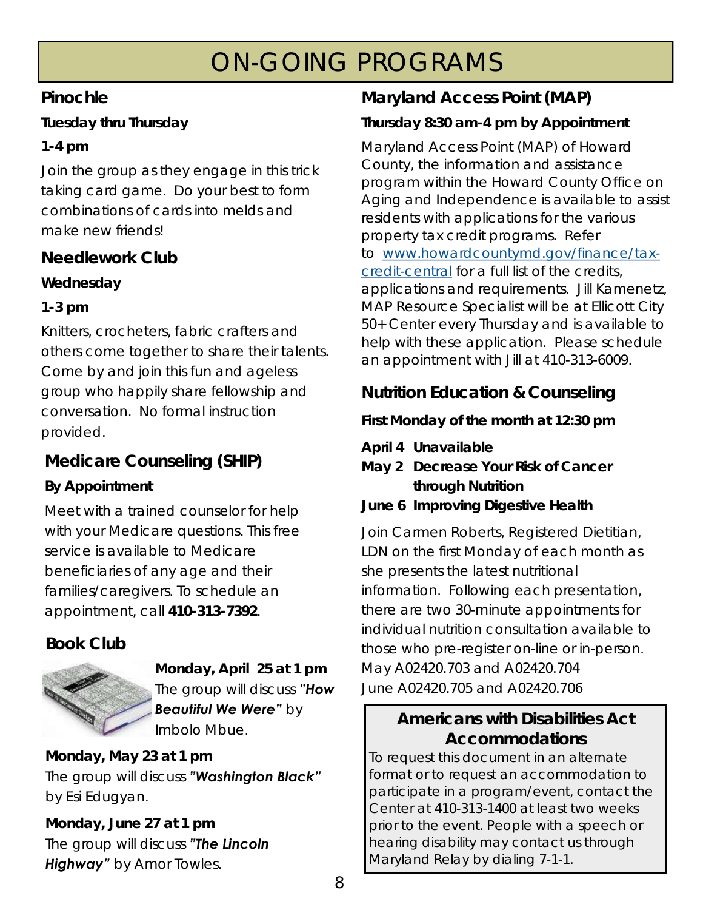# ON-GOING PROGRAMS

## Pinochle

**Tuesday thru Thursday**

**1-4 pm**

Join the group as they engage in this trick taking card game. Do your best to form combinations of cards into melds and make new friends!

## Needlework Club

**Wednesday**

**1-3 pm**

Knitters, crocheters, fabric crafters and others come together to share their talents. Come by and join this fun and ageless group who happily share fellowship and conversation. No formal instruction provided.

## Medicare Counseling (SHIP)

**By Appointment**

Meet with a trained counselor for help with your Medicare questions. This free service is available to Medicare beneficiaries of any age and their families/caregivers. To schedule an appointment, call **410-313-7392**.

## Book Club

**Monday, April 25 at 1 pm**
The group will discuss ***"How Beautiful We Were"*** by Imbolo Mbue.

**Monday, May 23 at 1 pm**
The group will discuss ***"Washington Black"*** by Esi Edugyan.

**Monday, June 27 at 1 pm**
The group will discuss ***"The Lincoln Highway"*** by Amor Towles.

## Maryland Access Point (MAP)

**Thursday 8:30 am-4 pm by Appointment**

Maryland Access Point (MAP) of Howard County, the information and assistance program within the Howard County Office on Aging and Independence is available to assist residents with applications for the various property tax credit programs. Refer to www.howardcountymd.gov/finance/tax-credit-central for a full list of the credits, applications and requirements. Jill Kamenetz, MAP Resource Specialist will be at Ellicott City 50+ Center every Thursday and is available to help with these application. Please schedule an appointment with Jill at 410-313-6009.

## Nutrition Education & Counseling

**First Monday of the month at 12:30 pm**

**April 4 Unavailable**
**May 2 Decrease Your Risk of Cancer through Nutrition**
**June 6 Improving Digestive Health**

Join Carmen Roberts, Registered Dietitian, LDN on the first Monday of each month as she presents the latest nutritional information. Following each presentation, there are two 30-minute appointments for individual nutrition consultation available to those who pre-register on-line or in-person.
May A02420.703 and A02420.704
June A02420.705 and A02420.706

### Americans with Disabilities Act Accommodations

To request this document in an alternate format or to request an accommodation to participate in a program/event, contact the Center at 410-313-1400 at least two weeks prior to the event. People with a speech or hearing disability may contact us through Maryland Relay by dialing 7-1-1.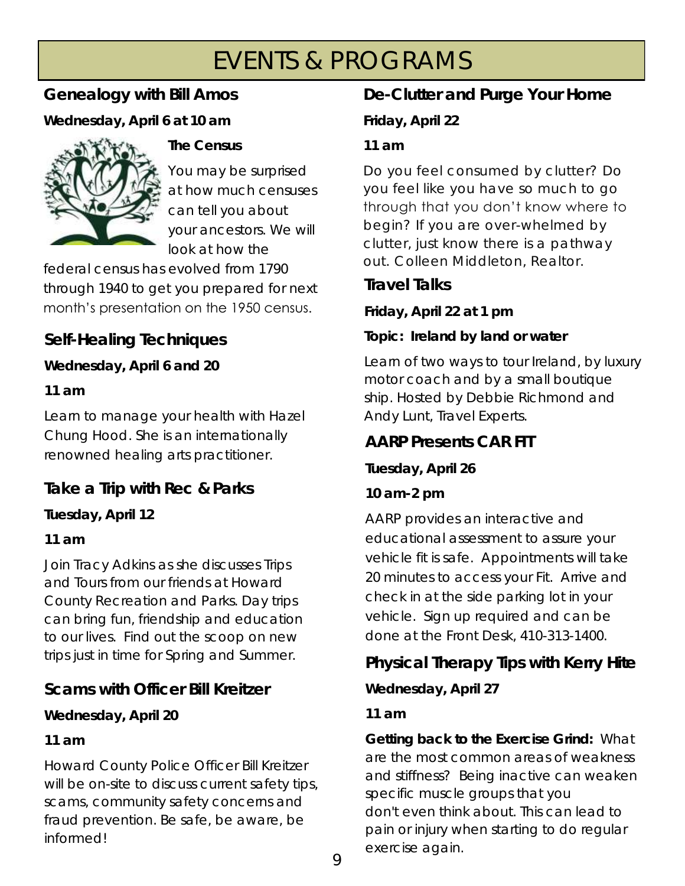# EVENTS & PROGRAMS

## Genealogy with Bill Amos

**Wednesday, April 6 at 10 am**

**The Census**

You may be surprised at how much censuses can tell you about your ancestors. We will look at how the federal census has evolved from 1790 through 1940 to get you prepared for next month's presentation on the 1950 census.

## Self-Healing Techniques

**Wednesday, April 6 and 20**

**11 am**

Learn to manage your health with Hazel Chung Hood. She is an internationally renowned healing arts practitioner.

## Take a Trip with Rec & Parks

**Tuesday, April 12**

**11 am**

Join Tracy Adkins as she discusses Trips and Tours from our friends at Howard County Recreation and Parks. Day trips can bring fun, friendship and education to our lives. Find out the scoop on new trips just in time for Spring and Summer.

## Scams with Officer Bill Kreitzer

**Wednesday, April 20**

**11 am**

Howard County Police Officer Bill Kreitzer will be on-site to discuss current safety tips, scams, community safety concerns and fraud prevention. Be safe, be aware, be informed!

## De-Clutter and Purge Your Home

**Friday, April 22**

**11 am**

Do you feel consumed by clutter? Do you feel like you have so much to go through that you don't know where to begin? If you are over-whelmed by clutter, just know there is a pathway out. Colleen Middleton, Realtor.

## Travel Talks

**Friday, April 22 at 1 pm**

**Topic: Ireland by land or water**

Learn of two ways to tour Ireland, by luxury motor coach and by a small boutique ship. Hosted by Debbie Richmond and Andy Lunt, Travel Experts.

## AARP Presents CAR FIT

**Tuesday, April 26**

**10 am-2 pm**

AARP provides an interactive and educational assessment to assure your vehicle fit is safe. Appointments will take 20 minutes to access your Fit. Arrive and check in at the side parking lot in your vehicle. Sign up required and can be done at the Front Desk, 410-313-1400.

## Physical Therapy Tips with Kerry Hite

**Wednesday, April 27**

**11 am**

**Getting back to the Exercise Grind:** What are the most common areas of weakness and stiffness? Being inactive can weaken specific muscle groups that you don't even think about. This can lead to pain or injury when starting to do regular exercise again.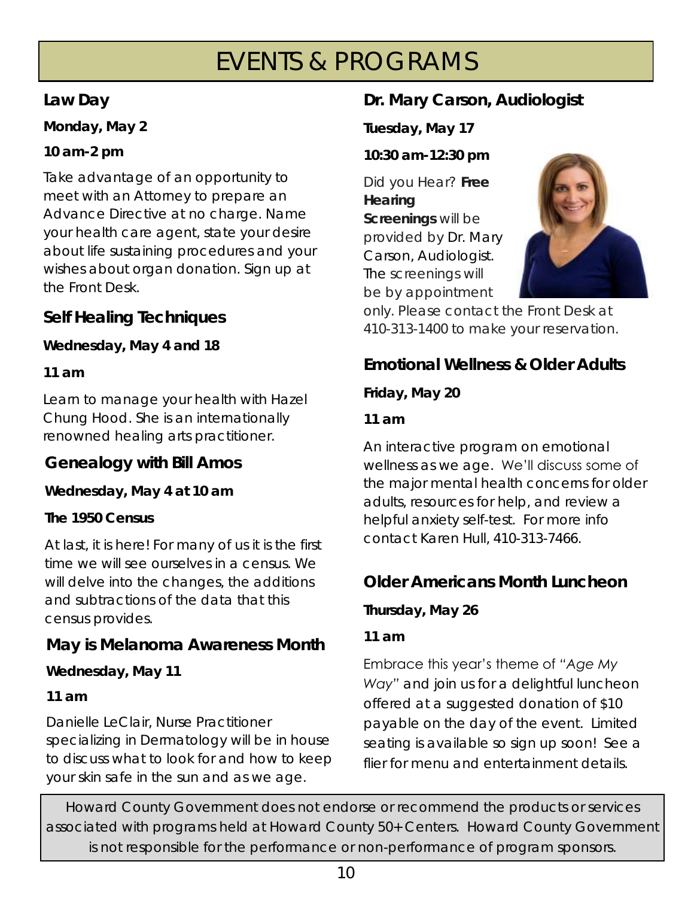# EVENTS & PROGRAMS

## Law Day

**Monday, May 2**

**10 am-2 pm**

Take advantage of an opportunity to meet with an Attorney to prepare an Advance Directive at no charge. Name your health care agent, state your desire about life sustaining procedures and your wishes about organ donation. Sign up at the Front Desk.

## Self Healing Techniques

**Wednesday, May 4 and 18**

**11 am**

Learn to manage your health with Hazel Chung Hood. She is an internationally renowned healing arts practitioner.

## Genealogy with Bill Amos

**Wednesday, May 4 at 10 am**

**The 1950 Census**

At last, it is here! For many of us it is the first time we will see ourselves in a census. We will delve into the changes, the additions and subtractions of the data that this census provides.

## May is Melanoma Awareness Month

**Wednesday, May 11**

**11 am**

Danielle LeClair, Nurse Practitioner specializing in Dermatology will be in house to discuss what to look for and how to keep your skin safe in the sun and as we age.

## Dr. Mary Carson, Audiologist

**Tuesday, May 17**

**10:30 am-12:30 pm**

Did you Hear? **Free Hearing Screenings** will be provided by Dr. Mary Carson, Audiologist. The screenings will be by appointment only. Please contact the Front Desk at 410-313-1400 to make your reservation.

## Emotional Wellness & Older Adults

**Friday, May 20**

**11 am**

An interactive program on emotional wellness as we age. We'll discuss some of the major mental health concerns for older adults, resources for help, and review a helpful anxiety self-test. For more info contact Karen Hull, 410-313-7466.

## Older Americans Month Luncheon

**Thursday, May 26**

**11 am**

Embrace this year's theme of "*Age My Way*" and join us for a delightful luncheon offered at a suggested donation of $10 payable on the day of the event. Limited seating is available so sign up soon! See a flier for menu and entertainment details.

Howard County Government does not endorse or recommend the products or services associated with programs held at Howard County 50+ Centers. Howard County Government is not responsible for the performance or non-performance of program sponsors.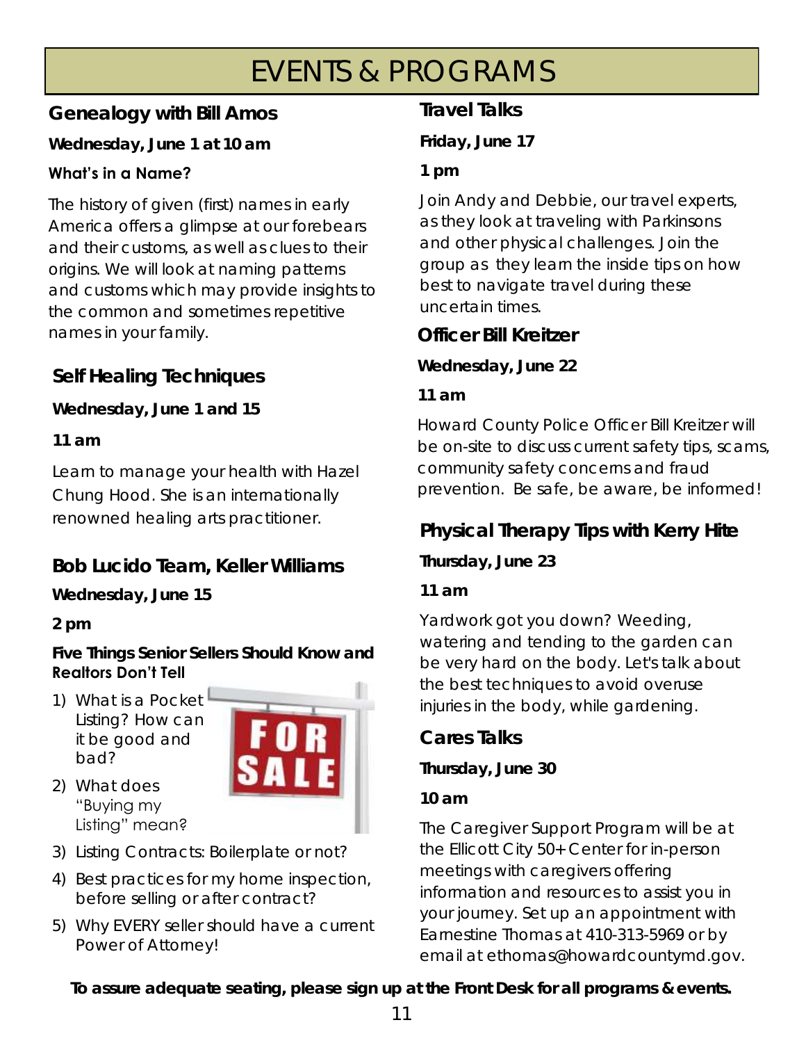# EVENTS & PROGRAMS

## Genealogy with Bill Amos

**Wednesday, June 1 at 10 am**

**What's in a Name?**

The history of given (first) names in early America offers a glimpse at our forebears and their customs, as well as clues to their origins. We will look at naming patterns and customs which may provide insights to the common and sometimes repetitive names in your family.

## Self Healing Techniques

**Wednesday, June 1 and 15**

**11 am**

Learn to manage your health with Hazel Chung Hood. She is an internationally renowned healing arts practitioner.

## Bob Lucido Team, Keller Williams

**Wednesday, June 15**

**2 pm**

**Five Things Senior Sellers Should Know and Realtors Don't Tell**

1) What is a Pocket Listing? How can it be good and bad?
2) What does "Buying my Listing" mean?
3) Listing Contracts: Boilerplate or not?
4) Best practices for my home inspection, before selling or after contract?
5) Why EVERY seller should have a current Power of Attorney!

## Travel Talks

**Friday, June 17**

**1 pm**

Join Andy and Debbie, our travel experts, as they look at traveling with Parkinsons and other physical challenges. Join the group as they learn the inside tips on how best to navigate travel during these uncertain times.

## Officer Bill Kreitzer

**Wednesday, June 22**

**11 am**

Howard County Police Officer Bill Kreitzer will be on-site to discuss current safety tips, scams, community safety concerns and fraud prevention. Be safe, be aware, be informed!

## Physical Therapy Tips with Kerry Hite

**Thursday, June 23**

**11 am**

Yardwork got you down? Weeding, watering and tending to the garden can be very hard on the body. Let's talk about the best techniques to avoid overuse injuries in the body, while gardening.

## Cares Talks

**Thursday, June 30**

**10 am**

The Caregiver Support Program will be at the Ellicott City 50+ Center for in-person meetings with caregivers offering information and resources to assist you in your journey. Set up an appointment with Earnestine Thomas at 410-313-5969 or by email at ethomas@howardcountymd.gov.

**To assure adequate seating, please sign up at the Front Desk for all programs & events.**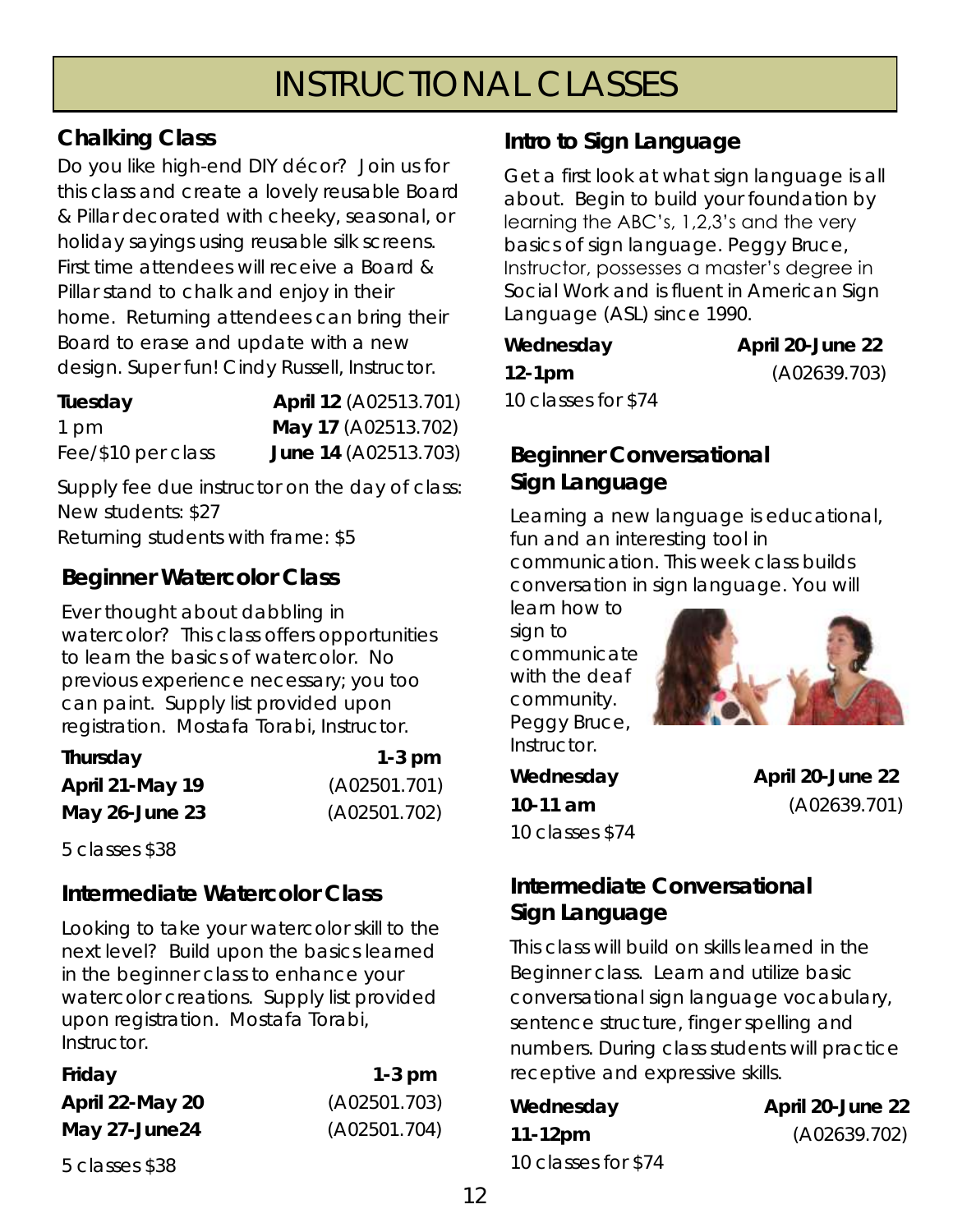# INSTRUCTIONAL CLASSES

## Chalking Class

Do you like high-end DIY décor? Join us for this class and create a lovely reusable Board & Pillar decorated with cheeky, seasonal, or holiday sayings using reusable silk screens. First time attendees will receive a Board & Pillar stand to chalk and enjoy in their home. Returning attendees can bring their Board to erase and update with a new design. Super fun! Cindy Russell, Instructor.

| **Tuesday** | **April 12** (A02513.701) |
|---|---|
| 1 pm | **May 17** (A02513.702) |
| Fee/$10 per class | **June 14** (A02513.703) |

Supply fee due instructor on the day of class:
New students: $27
Returning students with frame: $5

## Beginner Watercolor Class

Ever thought about dabbling in watercolor? This class offers opportunities to learn the basics of watercolor. No previous experience necessary; you too can paint. Supply list provided upon registration. Mostafa Torabi, Instructor.

| **Thursday** | **1-3 pm** |
|---|---|
| **April 21-May 19** | (A02501.701) |
| **May 26-June 23** | (A02501.702) |

5 classes $38

## Intermediate Watercolor Class

Looking to take your watercolor skill to the next level? Build upon the basics learned in the beginner class to enhance your watercolor creations. Supply list provided upon registration. Mostafa Torabi, Instructor.

| **Friday** | **1-3 pm** |
|---|---|
| **April 22-May 20** | (A02501.703) |
| **May 27-June24** | (A02501.704) |

5 classes $38

## Intro to Sign Language

Get a first look at what sign language is all about. Begin to build your foundation by learning the ABC's, 1,2,3's and the very basics of sign language. Peggy Bruce, Instructor, possesses a master's degree in Social Work and is fluent in American Sign Language (ASL) since 1990.

| **Wednesday** | **April 20-June 22** |
|---|---|
| **12-1pm** | (A02639.703) |

10 classes for $74

## Beginner Conversational Sign Language

Learning a new language is educational, fun and an interesting tool in communication. This week class builds conversation in sign language. You will learn how to sign to communicate with the deaf community. Peggy Bruce, Instructor.

| **Wednesday** | **April 20-June 22** |
|---|---|
| **10-11 am** | (A02639.701) |

10 classes $74

## Intermediate Conversational Sign Language

This class will build on skills learned in the Beginner class. Learn and utilize basic conversational sign language vocabulary, sentence structure, finger spelling and numbers. During class students will practice receptive and expressive skills.

| **Wednesday** | **April 20-June 22** |
|---|---|
| **11-12pm** | (A02639.702) |

10 classes for $74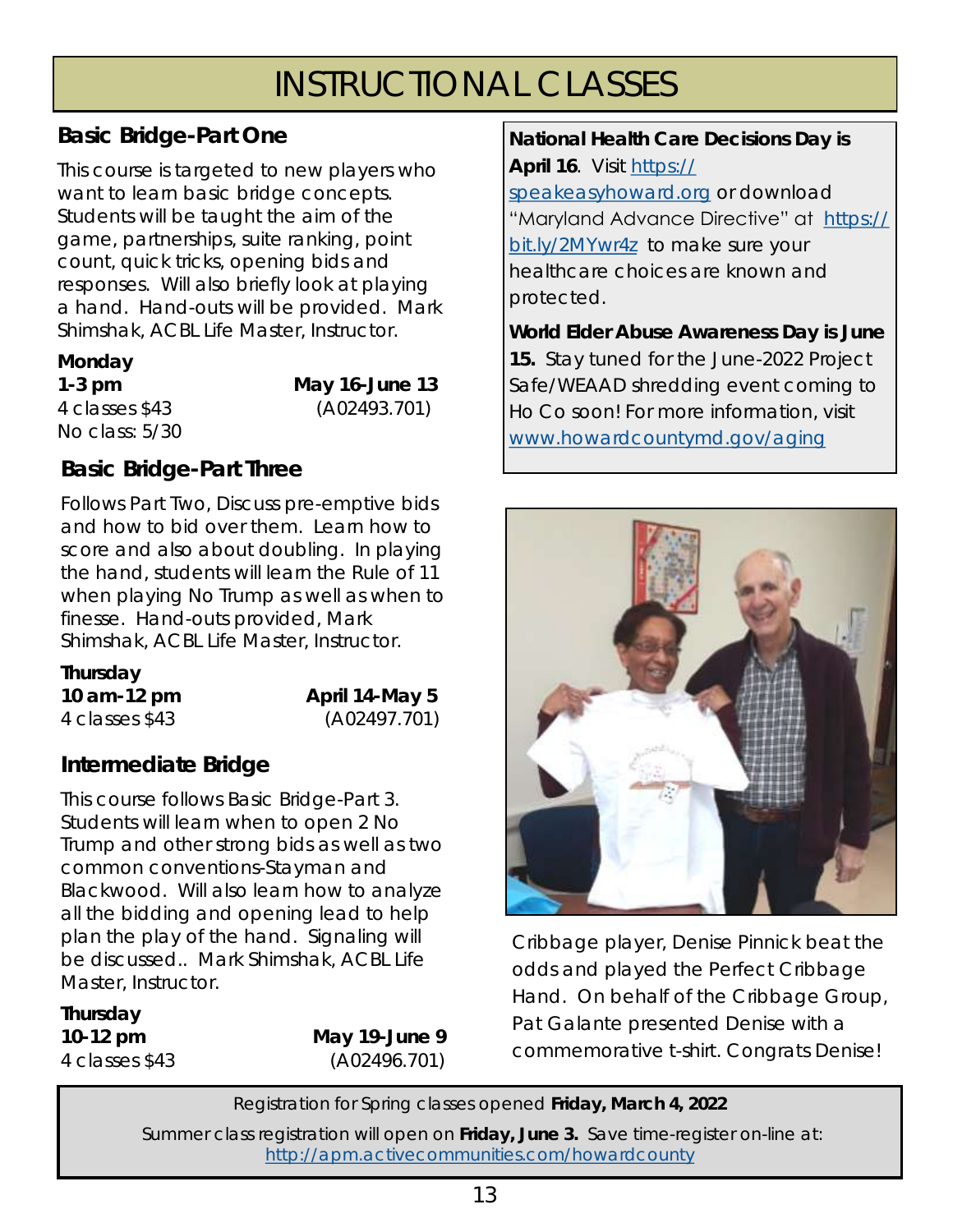# INSTRUCTIONAL CLASSES

## Basic Bridge-Part One

This course is targeted to new players who want to learn basic bridge concepts. Students will be taught the aim of the game, partnerships, suite ranking, point count, quick tricks, opening bids and responses. Will also briefly look at playing a hand. Hand-outs will be provided. Mark Shimshak, ACBL Life Master, Instructor.

**Monday**
**1-3 pm** **May 16-June 13**
4 classes $43 (A02493.701)
No class: 5/30

## Basic Bridge-Part Three

Follows Part Two, Discuss pre-emptive bids and how to bid over them. Learn how to score and also about doubling. In playing the hand, students will learn the Rule of 11 when playing No Trump as well as when to finesse. Hand-outs provided, Mark Shimshak, ACBL Life Master, Instructor.

**Thursday**
**10 am-12 pm** **April 14-May 5**
4 classes $43 (A02497.701)

## Intermediate Bridge

This course follows Basic Bridge-Part 3. Students will learn when to open 2 No Trump and other strong bids as well as two common conventions-Stayman and Blackwood. Will also learn how to analyze all the bidding and opening lead to help plan the play of the hand. Signaling will be discussed.. Mark Shimshak, ACBL Life Master, Instructor.

**Thursday**
**10-12 pm** **May 19-June 9**
4 classes $43 (A02496.701)

**National Health Care Decisions Day is April 16**. Visit https://speakeasyhoward.org or download "Maryland Advance Directive" at https://bit.ly/2MYwr4z to make sure your healthcare choices are known and protected.

**World Elder Abuse Awareness Day is June 15.** Stay tuned for the June-2022 Project Safe/WEAAD shredding event coming to Ho Co soon! For more information, visit www.howardcountymd.gov/aging

Cribbage player, Denise Pinnick beat the odds and played the Perfect Cribbage Hand. On behalf of the Cribbage Group, Pat Galante presented Denise with a commemorative t-shirt. Congrats Denise!

Registration for Spring classes opened **Friday, March 4, 2022**

Summer class registration will open on **Friday, June 3.** Save time-register on-line at: http://apm.activecommunities.com/howardcounty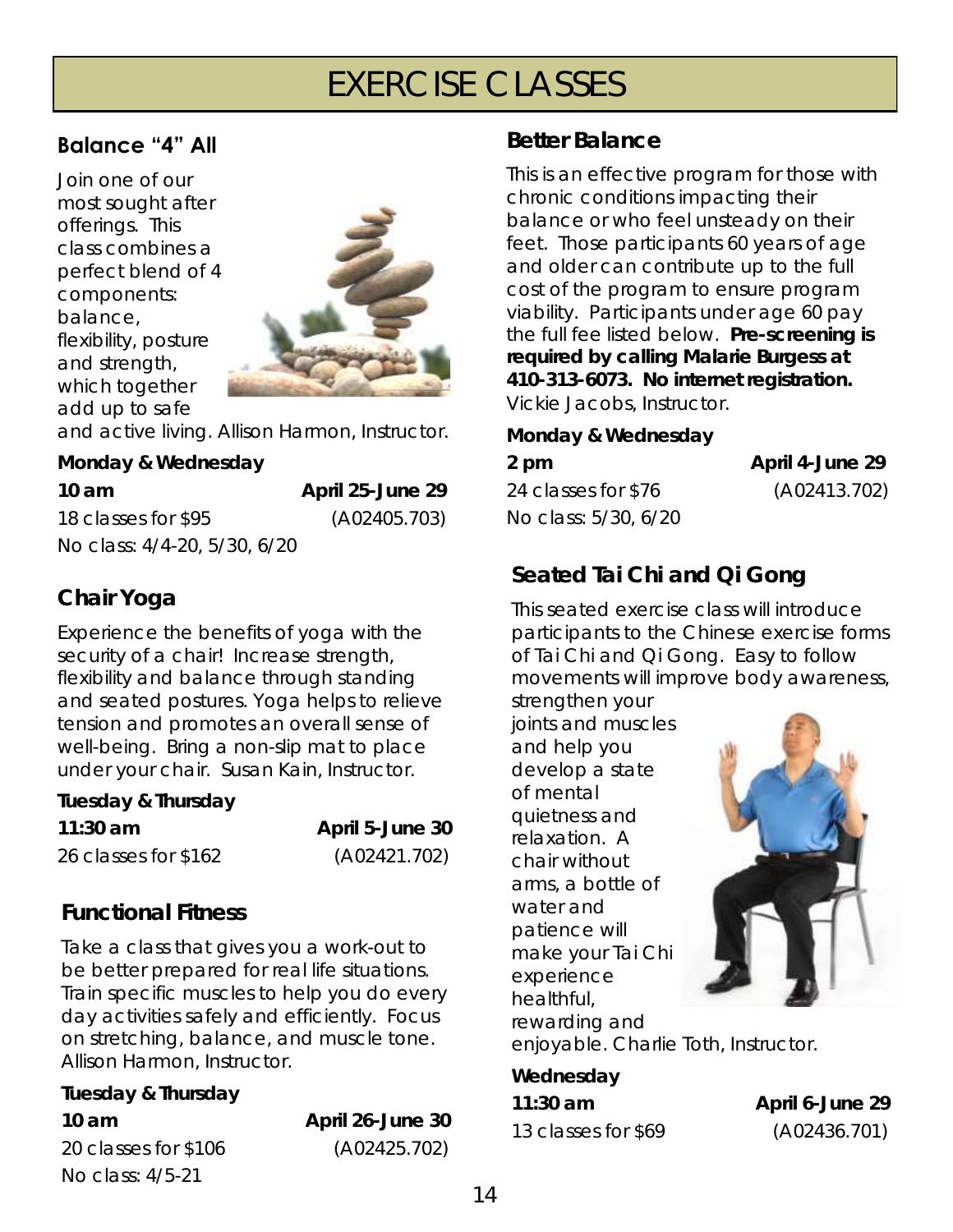# EXERCISE CLASSES

## Balance "4" All

Join one of our most sought after offerings. This class combines a perfect blend of 4 components: balance, flexibility, posture and strength, which together add up to safe and active living. Allison Harmon, Instructor.

**Monday & Wednesday**

**10 am** — **April 25-June 29**

18 classes for $95 (A02405.703)

No class: 4/4-20, 5/30, 6/20

## Chair Yoga

Experience the benefits of yoga with the security of a chair! Increase strength, flexibility and balance through standing and seated postures. Yoga helps to relieve tension and promotes an overall sense of well-being. Bring a non-slip mat to place under your chair. Susan Kain, Instructor.

**Tuesday & Thursday**

**11:30 am** — **April 5-June 30**

26 classes for $162 (A02421.702)

## Functional Fitness

Take a class that gives you a work-out to be better prepared for real life situations. Train specific muscles to help you do every day activities safely and efficiently. Focus on stretching, balance, and muscle tone. Allison Harmon, Instructor.

**Tuesday & Thursday**

**10 am** — **April 26-June 30**

20 classes for $106 (A02425.702)

No class: 4/5-21

## Better Balance

This is an effective program for those with chronic conditions impacting their balance or who feel unsteady on their feet. Those participants 60 years of age and older can contribute up to the full cost of the program to ensure program viability. Participants under age 60 pay the full fee listed below. **Pre-screening is required by calling Malarie Burgess at 410-313-6073. No internet registration.** Vickie Jacobs, Instructor.

**Monday & Wednesday**

**2 pm** — **April 4-June 29**

24 classes for $76 (A02413.702)

No class: 5/30, 6/20

## Seated Tai Chi and Qi Gong

This seated exercise class will introduce participants to the Chinese exercise forms of Tai Chi and Qi Gong. Easy to follow movements will improve body awareness, strengthen your joints and muscles and help you develop a state of mental quietness and relaxation. A chair without arms, a bottle of water and patience will make your Tai Chi experience healthful, rewarding and enjoyable. Charlie Toth, Instructor.

**Wednesday**

**11:30 am** — **April 6-June 29**

13 classes for $69 (A02436.701)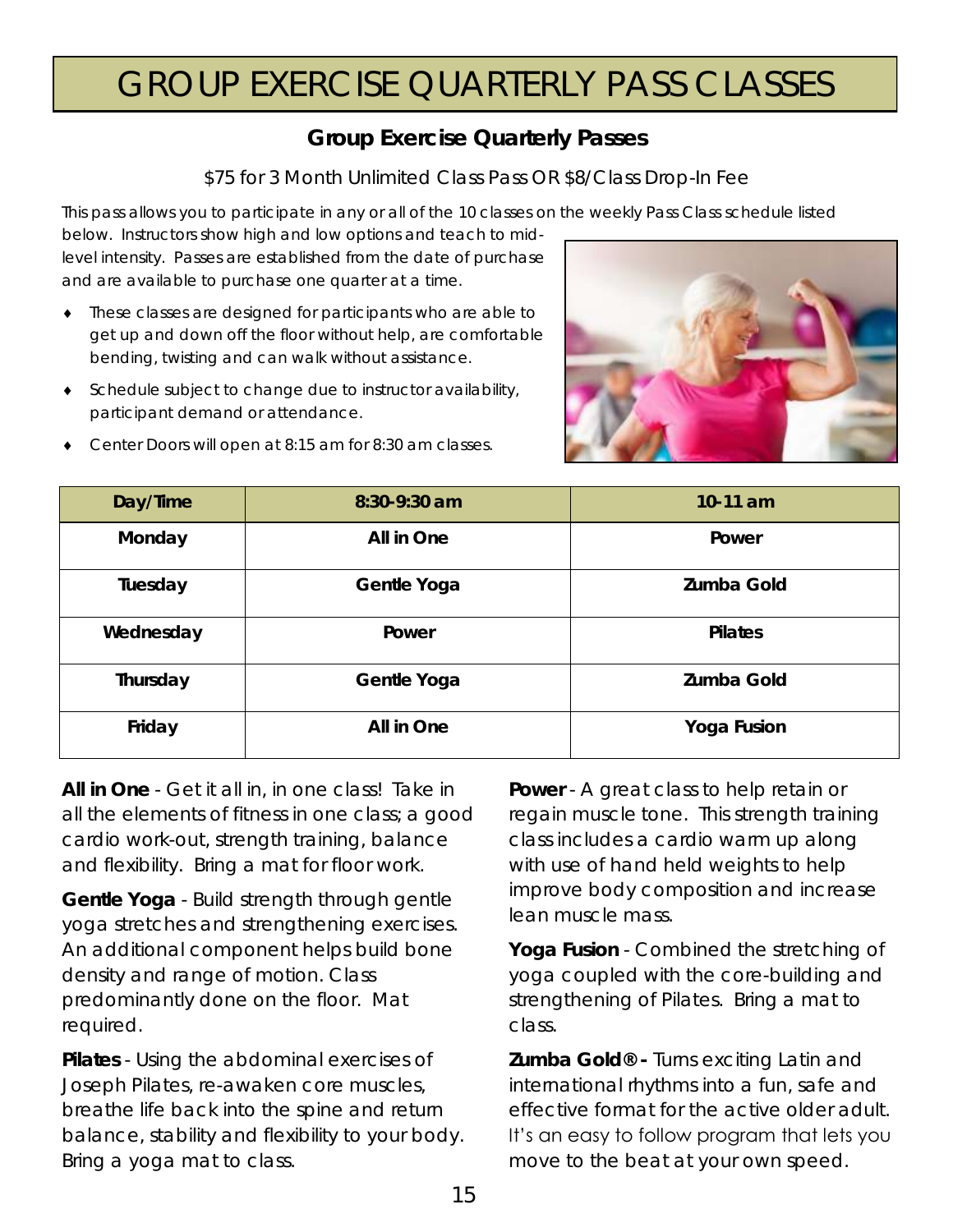# GROUP EXERCISE QUARTERLY PASS CLASSES

## Group Exercise Quarterly Passes

$75 for 3 Month Unlimited Class Pass OR $8/Class Drop-In Fee

This pass allows you to participate in any or all of the 10 classes on the weekly Pass Class schedule listed below. Instructors show high and low options and teach to mid-level intensity. Passes are established from the date of purchase and are available to purchase one quarter at a time.

- These classes are designed for participants who are able to get up and down off the floor without help, are comfortable bending, twisting and can walk without assistance.
- Schedule subject to change due to instructor availability, participant demand or attendance.
- Center Doors will open at 8:15 am for 8:30 am classes.

| Day/Time | 8:30-9:30 am | 10-11 am |
|---|---|---|
| **Monday** | **All in One** | **Power** |
| **Tuesday** | **Gentle Yoga** | **Zumba Gold** |
| **Wednesday** | **Power** | **Pilates** |
| **Thursday** | **Gentle Yoga** | **Zumba Gold** |
| **Friday** | **All in One** | **Yoga Fusion** |

**All in One** - Get it all in, in one class! Take in all the elements of fitness in one class; a good cardio work-out, strength training, balance and flexibility. Bring a mat for floor work.

**Gentle Yoga** - Build strength through gentle yoga stretches and strengthening exercises. An additional component helps build bone density and range of motion. Class predominantly done on the floor. Mat required.

**Pilates** - Using the abdominal exercises of Joseph Pilates, re-awaken core muscles, breathe life back into the spine and return balance, stability and flexibility to your body. Bring a yoga mat to class.

**Power** - A great class to help retain or regain muscle tone. This strength training class includes a cardio warm up along with use of hand held weights to help improve body composition and increase lean muscle mass.

**Yoga Fusion** - Combined the stretching of yoga coupled with the core-building and strengthening of Pilates. Bring a mat to class.

**Zumba Gold® -** Turns exciting Latin and international rhythms into a fun, safe and effective format for the active older adult. It's an easy to follow program that lets you move to the beat at your own speed.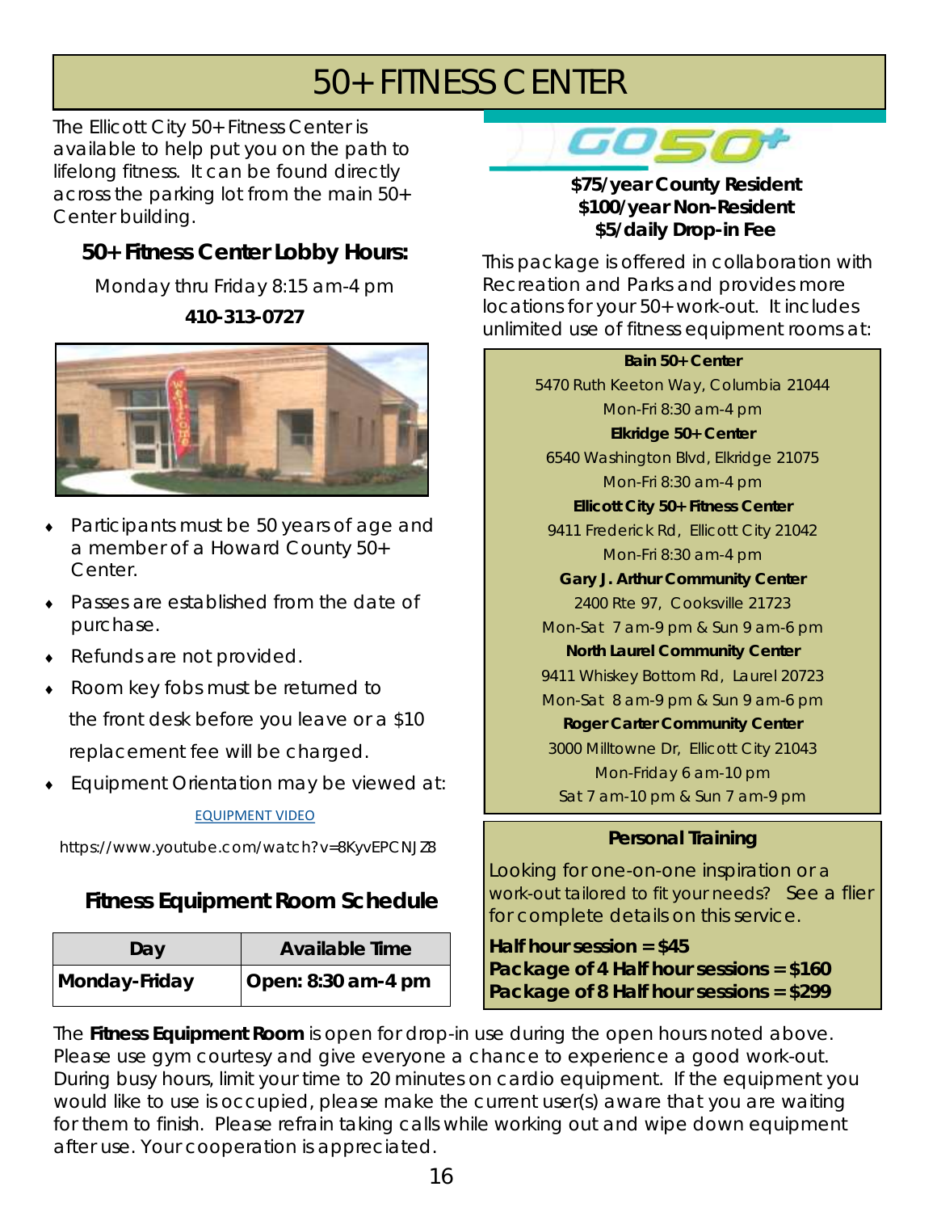# 50+ FITNESS CENTER

The Ellicott City 50+ Fitness Center is available to help put you on the path to lifelong fitness. It can be found directly across the parking lot from the main 50+ Center building.

### 50+ Fitness Center Lobby Hours:

Monday thru Friday 8:15 am-4 pm

**410-313-0727**

- Participants must be 50 years of age and a member of a Howard County 50+ Center.
- Passes are established from the date of purchase.
- Refunds are not provided.
- Room key fobs must be returned to the front desk before you leave or a $10 replacement fee will be charged.
- Equipment Orientation may be viewed at:

EQUIPMENT VIDEO

https://www.youtube.com/watch?v=8KyvEPCNJZ8

### Fitness Equipment Room Schedule

| Day | Available Time |
|---|---|
| **Monday-Friday** | **Open: 8:30 am-4 pm** |

GO50+

**$75/year County Resident**
**$100/year Non-Resident**
**$5/daily Drop-in Fee**

This package is offered in collaboration with Recreation and Parks and provides more locations for your 50+ work-out. It includes unlimited use of fitness equipment rooms at:

**Bain 50+ Center**
5470 Ruth Keeton Way, Columbia 21044
Mon-Fri 8:30 am-4 pm

**Elkridge 50+ Center**
6540 Washington Blvd, Elkridge 21075
Mon-Fri 8:30 am-4 pm

**Ellicott City 50+ Fitness Center**
9411 Frederick Rd, Ellicott City 21042
Mon-Fri 8:30 am-4 pm

**Gary J. Arthur Community Center**
2400 Rte 97, Cooksville 21723
Mon-Sat 7 am-9 pm & Sun 9 am-6 pm

**North Laurel Community Center**
9411 Whiskey Bottom Rd, Laurel 20723
Mon-Sat 8 am-9 pm & Sun 9 am-6 pm

**Roger Carter Community Center**
3000 Milltowne Dr, Ellicott City 21043
Mon-Friday 6 am-10 pm
Sat 7 am-10 pm & Sun 7 am-9 pm

### Personal Training

Looking for one-on-one inspiration or a work-out tailored to fit your needs? See a flier for complete details on this service.

**Half hour session = $45**
**Package of 4 Half hour sessions = $160**
**Package of 8 Half hour sessions = $299**

The **Fitness Equipment Room** is open for drop-in use during the open hours noted above. Please use gym courtesy and give everyone a chance to experience a good work-out. During busy hours, limit your time to 20 minutes on cardio equipment. If the equipment you would like to use is occupied, please make the current user(s) aware that you are waiting for them to finish. Please refrain taking calls while working out and wipe down equipment after use. Your cooperation is appreciated.